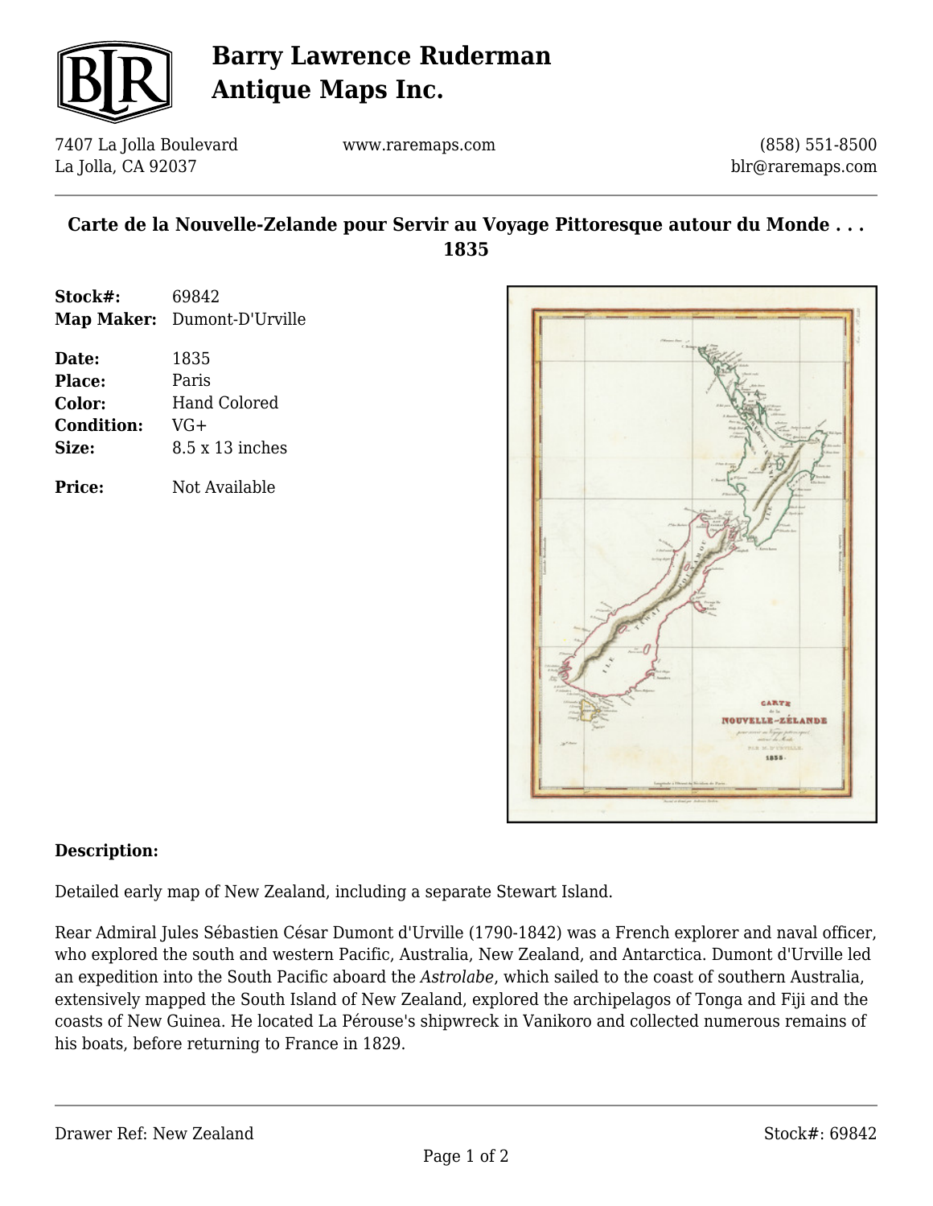# Barry Lawrence Ruderman Antique Maps Inc.

7407 La Jolla Boulevard
La Jolla, CA 92037

www.raremaps.com

(858) 551-8500
blr@raremaps.com

## Carte de la Nouvelle-Zelande pour Servir au Voyage Pittoresque autour du Monde . . . 1835

**Stock#:** 69842
**Map Maker:** Dumont-D'Urville

**Date:** 1835
**Place:** Paris
**Color:** Hand Colored
**Condition:** VG+
**Size:** 8.5 x 13 inches

**Price:** Not Available

### Description:

Detailed early map of New Zealand, including a separate Stewart Island.

Rear Admiral Jules Sébastien César Dumont d'Urville (1790-1842) was a French explorer and naval officer, who explored the south and western Pacific, Australia, New Zealand, and Antarctica. Dumont d'Urville led an expedition into the South Pacific aboard the *Astrolabe*, which sailed to the coast of southern Australia, extensively mapped the South Island of New Zealand, explored the archipelagos of Tonga and Fiji and the coasts of New Guinea. He located La Pérouse's shipwreck in Vanikoro and collected numerous remains of his boats, before returning to France in 1829.

Drawer Ref: New Zealand

Stock#: 69842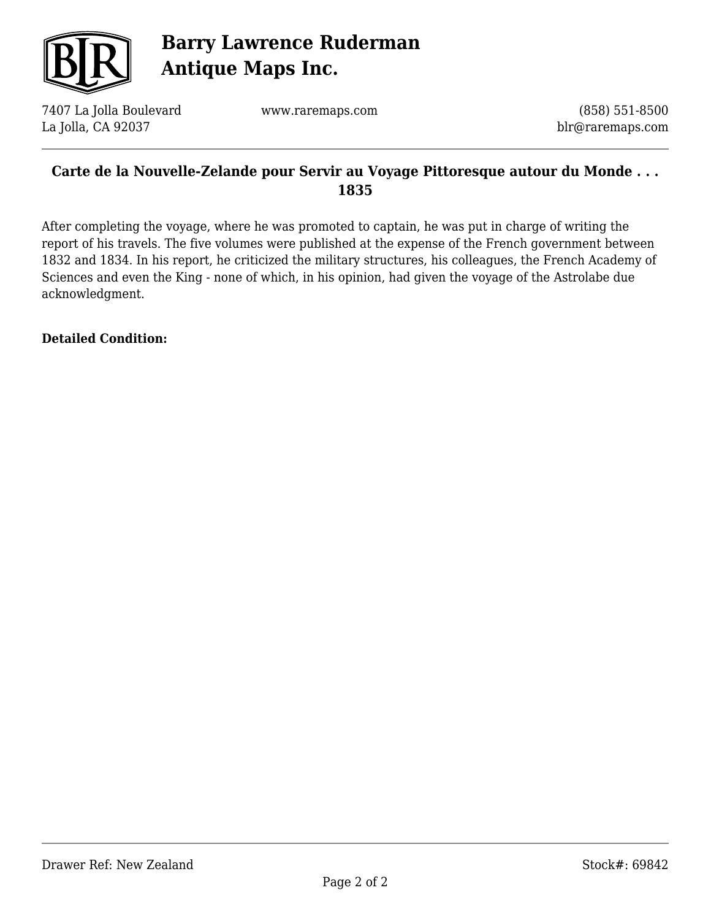**Carte de la Nouvelle-Zelande pour Servir au Voyage Pittoresque autour du Monde . . . 1835**

After completing the voyage, where he was promoted to captain, he was put in charge of writing the report of his travels. The five volumes were published at the expense of the French government between 1832 and 1834. In his report, he criticized the military structures, his colleagues, the French Academy of Sciences and even the King - none of which, in his opinion, had given the voyage of the Astrolabe due acknowledgment.

**Detailed Condition:**